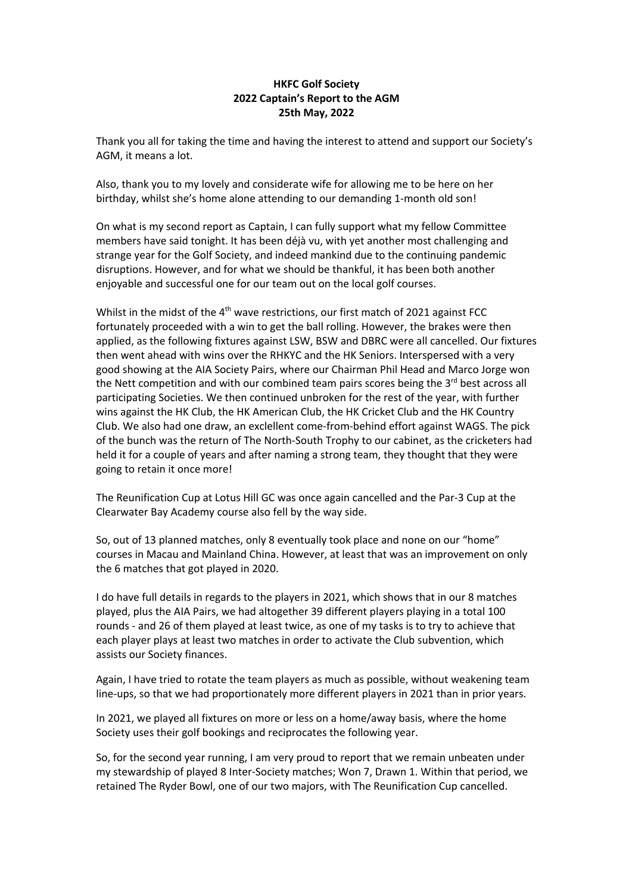**HKFC Golf Society**
**2022 Captain's Report to the AGM**
**25th May, 2022**

Thank you all for taking the time and having the interest to attend and support our Society's AGM, it means a lot.

Also, thank you to my lovely and considerate wife for allowing me to be here on her birthday, whilst she's home alone attending to our demanding 1-month old son!

On what is my second report as Captain, I can fully support what my fellow Committee members have said tonight. It has been déjà vu, with yet another most challenging and strange year for the Golf Society, and indeed mankind due to the continuing pandemic disruptions. However, and for what we should be thankful, it has been both another enjoyable and successful one for our team out on the local golf courses.

Whilst in the midst of the 4th wave restrictions, our first match of 2021 against FCC fortunately proceeded with a win to get the ball rolling. However, the brakes were then applied, as the following fixtures against LSW, BSW and DBRC were all cancelled. Our fixtures then went ahead with wins over the RHKYC and the HK Seniors. Interspersed with a very good showing at the AIA Society Pairs, where our Chairman Phil Head and Marco Jorge won the Nett competition and with our combined team pairs scores being the 3rd best across all participating Societies. We then continued unbroken for the rest of the year, with further wins against the HK Club, the HK American Club, the HK Cricket Club and the HK Country Club. We also had one draw, an exclellent come-from-behind effort against WAGS. The pick of the bunch was the return of The North-South Trophy to our cabinet, as the cricketers had held it for a couple of years and after naming a strong team, they thought that they were going to retain it once more!

The Reunification Cup at Lotus Hill GC was once again cancelled and the Par-3 Cup at the Clearwater Bay Academy course also fell by the way side.

So, out of 13 planned matches, only 8 eventually took place and none on our "home" courses in Macau and Mainland China. However, at least that was an improvement on only the 6 matches that got played in 2020.

I do have full details in regards to the players in 2021, which shows that in our 8 matches played, plus the AIA Pairs, we had altogether 39 different players playing in a total 100 rounds - and 26 of them played at least twice, as one of my tasks is to try to achieve that each player plays at least two matches in order to activate the Club subvention, which assists our Society finances.

Again, I have tried to rotate the team players as much as possible, without weakening team line-ups, so that we had proportionately more different players in 2021 than in prior years.

In 2021, we played all fixtures on more or less on a home/away basis, where the home Society uses their golf bookings and reciprocates the following year.

So, for the second year running, I am very proud to report that we remain unbeaten under my stewardship of played 8 Inter-Society matches; Won 7, Drawn 1. Within that period, we retained The Ryder Bowl, one of our two majors, with The Reunification Cup cancelled.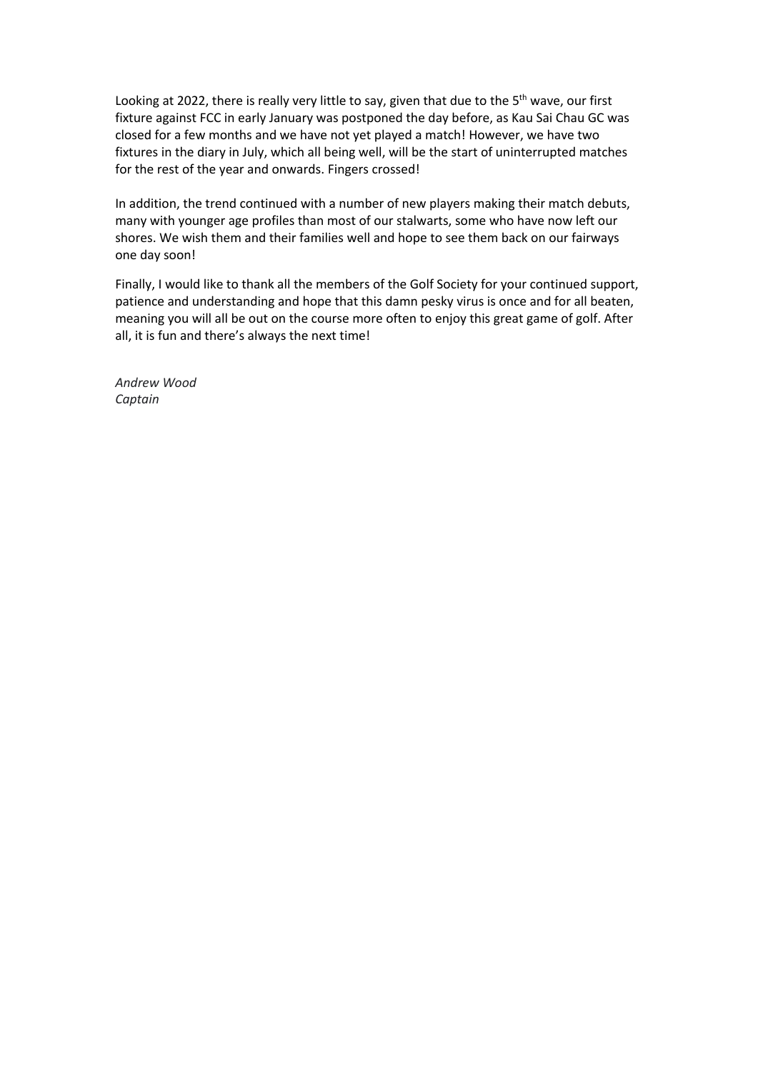Looking at 2022, there is really very little to say, given that due to the 5th wave, our first fixture against FCC in early January was postponed the day before, as Kau Sai Chau GC was closed for a few months and we have not yet played a match! However, we have two fixtures in the diary in July, which all being well, will be the start of uninterrupted matches for the rest of the year and onwards. Fingers crossed!

In addition, the trend continued with a number of new players making their match debuts, many with younger age profiles than most of our stalwarts, some who have now left our shores. We wish them and their families well and hope to see them back on our fairways one day soon!

Finally, I would like to thank all the members of the Golf Society for your continued support, patience and understanding and hope that this damn pesky virus is once and for all beaten, meaning you will all be out on the course more often to enjoy this great game of golf. After all, it is fun and there's always the next time!

*Andrew Wood*
*Captain*